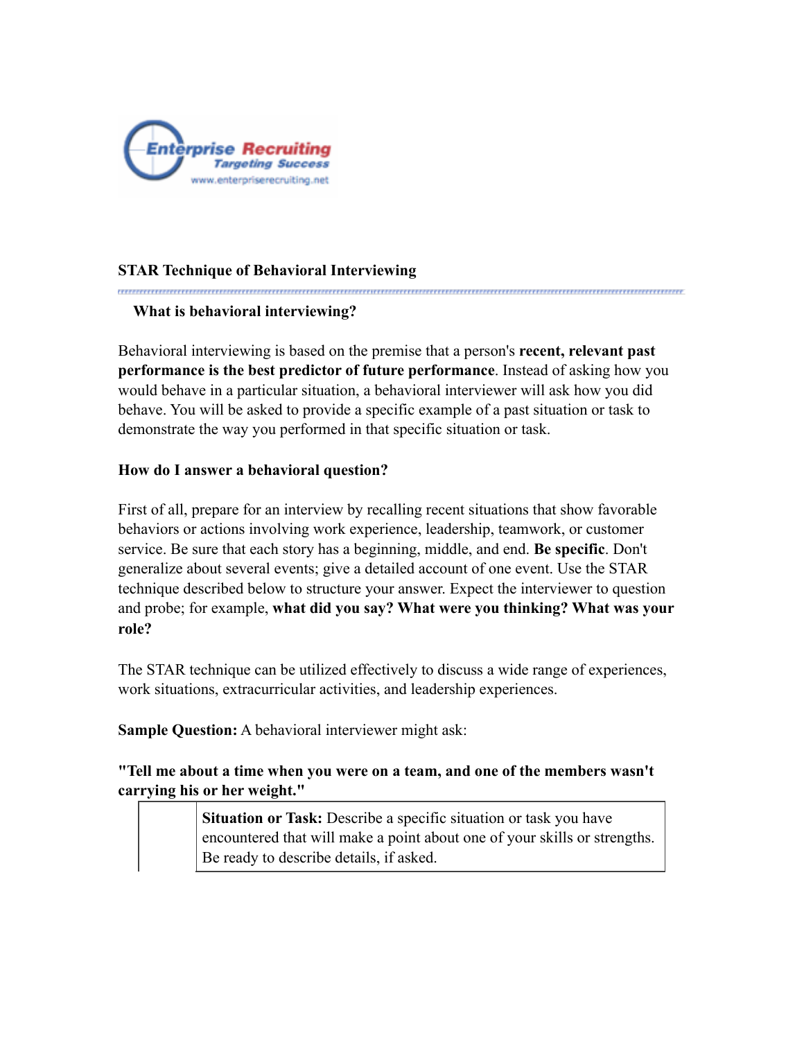# STAR Technique of Behavioral Interviewing

## What is behavioral interviewing?

Behavioral interviewing is based on the premise that a person's **recent, relevant past performance is the best predictor of future performance**. Instead of asking how you would behave in a particular situation, a behavioral interviewer will ask how you did behave. You will be asked to provide a specific example of a past situation or task to demonstrate the way you performed in that specific situation or task.

## How do I answer a behavioral question?

First of all, prepare for an interview by recalling recent situations that show favorable behaviors or actions involving work experience, leadership, teamwork, or customer service. Be sure that each story has a beginning, middle, and end. **Be specific**. Don't generalize about several events; give a detailed account of one event. Use the STAR technique described below to structure your answer. Expect the interviewer to question and probe; for example, **what did you say? What were you thinking? What was your role?**

The STAR technique can be utilized effectively to discuss a wide range of experiences, work situations, extracurricular activities, and leadership experiences.

**Sample Question:** A behavioral interviewer might ask:

**"Tell me about a time when you were on a team, and one of the members wasn't carrying his or her weight."**

| | |
|---|---|
| | **Situation or Task:** Describe a specific situation or task you have encountered that will make a point about one of your skills or strengths. Be ready to describe details, if asked. |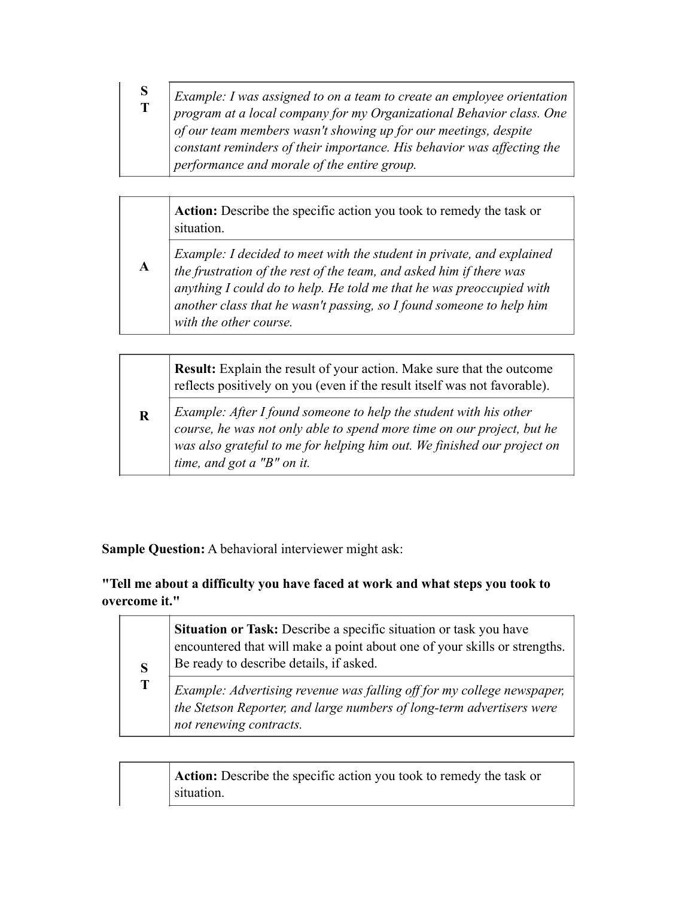| | |
|---|---|
| **S**<br>**T** | *Example: I was assigned to on a team to create an employee orientation program at a local company for my Organizational Behavior class. One of our team members wasn't showing up for our meetings, despite constant reminders of their importance. His behavior was affecting the performance and morale of the entire group.* |

| | |
|---|---|
| **A** | **Action:** Describe the specific action you took to remedy the task or situation. |
| | *Example: I decided to meet with the student in private, and explained the frustration of the rest of the team, and asked him if there was anything I could do to help. He told me that he was preoccupied with another class that he wasn't passing, so I found someone to help him with the other course.* |

| | |
|---|---|
| **R** | **Result:** Explain the result of your action. Make sure that the outcome reflects positively on you (even if the result itself was not favorable). |
| | *Example: After I found someone to help the student with his other course, he was not only able to spend more time on our project, but he was also grateful to me for helping him out. We finished our project on time, and got a "B" on it.* |

**Sample Question:** A behavioral interviewer might ask:

**"Tell me about a difficulty you have faced at work and what steps you took to overcome it."**

| | |
|---|---|
| **S**<br>**T** | **Situation or Task:** Describe a specific situation or task you have encountered that will make a point about one of your skills or strengths. Be ready to describe details, if asked. |
| | *Example: Advertising revenue was falling off for my college newspaper, the Stetson Reporter, and large numbers of long-term advertisers were not renewing contracts.* |

| | |
|---|---|
| | **Action:** Describe the specific action you took to remedy the task or situation. |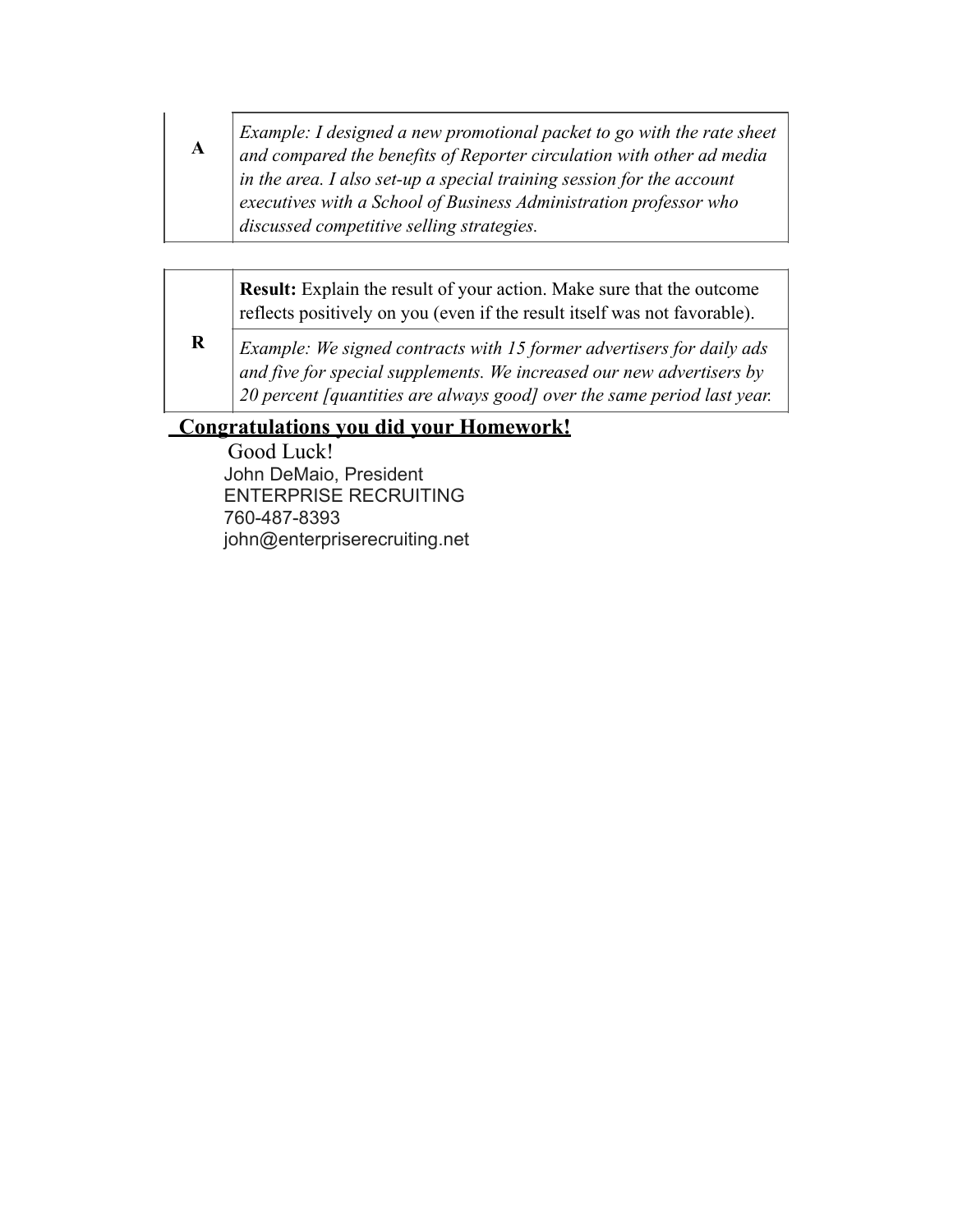| | |
|---|---|
| **A** | *Example: I designed a new promotional packet to go with the rate sheet and compared the benefits of Reporter circulation with other ad media in the area. I also set-up a special training session for the account executives with a School of Business Administration professor who discussed competitive selling strategies.* |

| | |
|---|---|
| **R** | **Result:** Explain the result of your action. Make sure that the outcome reflects positively on you (even if the result itself was not favorable). |
| | *Example: We signed contracts with 15 former advertisers for daily ads and five for special supplements. We increased our new advertisers by 20 percent [quantities are always good] over the same period last year.* |

**<u>Congratulations you did your Homework!</u>**

Good Luck!

John DeMaio, President
ENTERPRISE RECRUITING
760-487-8393
john@enterpriserecruiting.net